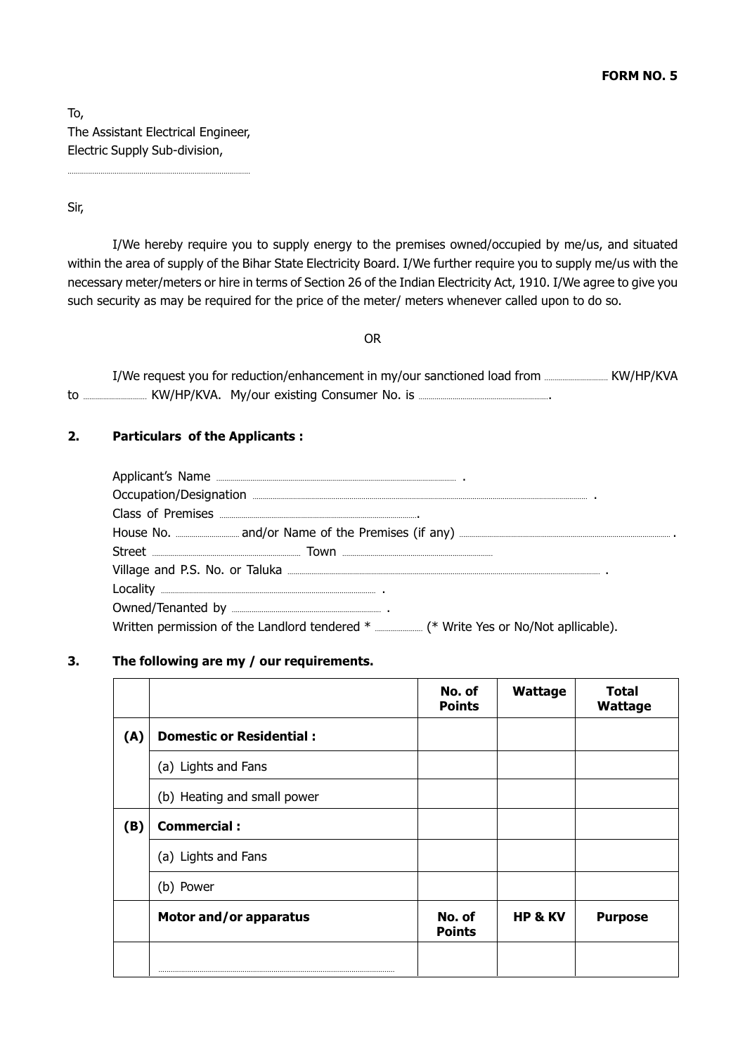**FORM NO. 5**

To,
The Assistant Electrical Engineer,
Electric Supply Sub-division,
......................................................................

Sir,

I/We hereby require you to supply energy to the premises owned/occupied by me/us, and situated within the area of supply of the Bihar State Electricity Board. I/We further require you to supply me/us with the necessary meter/meters or hire in terms of Section 26 of the Indian Electricity Act, 1910. I/We agree to give you such security as may be required for the price of the meter/ meters whenever called upon to do so.

OR

I/We request you for reduction/enhancement in my/our sanctioned load from .................. KW/HP/KVA to .................. KW/HP/KVA. My/our existing Consumer No. is ......................................

**2. Particulars of the Applicants :**

Applicant's Name ...................................................... .
Occupation/Designation ...................................................... .
Class of Premises .......................................................
House No. .................. and/or Name of the Premises (if any) ...................................................... .
Street ........................................ Town ........................................
Village and P.S. No. or Taluka ...................................................... .
Locality ...................................................... .
Owned/Tenanted by ...................................................... .
Written permission of the Landlord tendered * .............. (* Write Yes or No/Not apllicable).

**3. The following are my / our requirements.**

| | | No. of Points | Wattage | Total Wattage |
|---|---|---|---|---|
| **(A)** | **Domestic or Residential :** | | | |
| | (a) Lights and Fans | | | |
| | (b) Heating and small power | | | |
| **(B)** | **Commercial :** | | | |
| | (a) Lights and Fans | | | |
| | (b) Power | | | |
| | **Motor and/or apparatus** | **No. of Points** | **HP & KV** | **Purpose** |
| | ...................................................... | | | |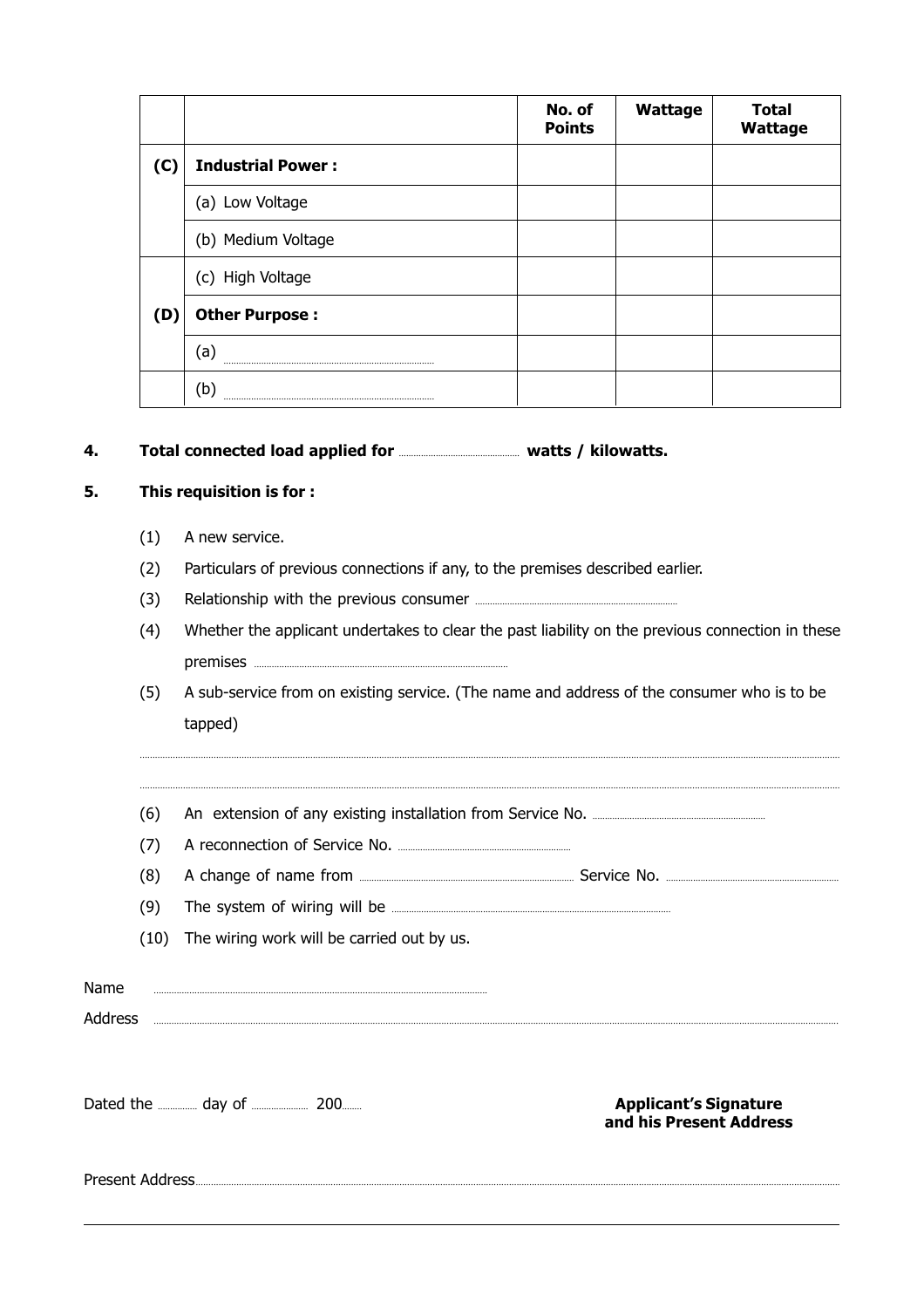| | | No. of Points | Wattage | Total Wattage |
|---|---|---|---|---|
| **(C)** | **Industrial Power :** | | | |
| | (a) Low Voltage | | | |
| | (b) Medium Voltage | | | |
| | (c) High Voltage | | | |
| **(D)** | **Other Purpose :** | | | |
| | (a) ........................................ | | | |
| | (b) ........................................ | | | |

**4. Total connected load applied for ........................ watts / kilowatts.**

**5. This requisition is for :**

(1) A new service.

(2) Particulars of previous connections if any, to the premises described earlier.

(3) Relationship with the previous consumer ........................................

(4) Whether the applicant undertakes to clear the past liability on the previous connection in these premises ........................................

(5) A sub-service from on existing service. (The name and address of the consumer who is to be tapped)

..........................................................................................................................................................................

..........................................................................................................................................................................

(6) An extension of any existing installation from Service No. ........................................

(7) A reconnection of Service No. ........................................

(8) A change of name from ........................................ Service No. ........................................

(9) The system of wiring will be ........................................

(10) The wiring work will be carried out by us.

Name ........................................

Address ..........................................................................................................................................

Dated the .......... day of .............. 200......

**Applicant's Signature and his Present Address**

Present Address..........................................................................................................................................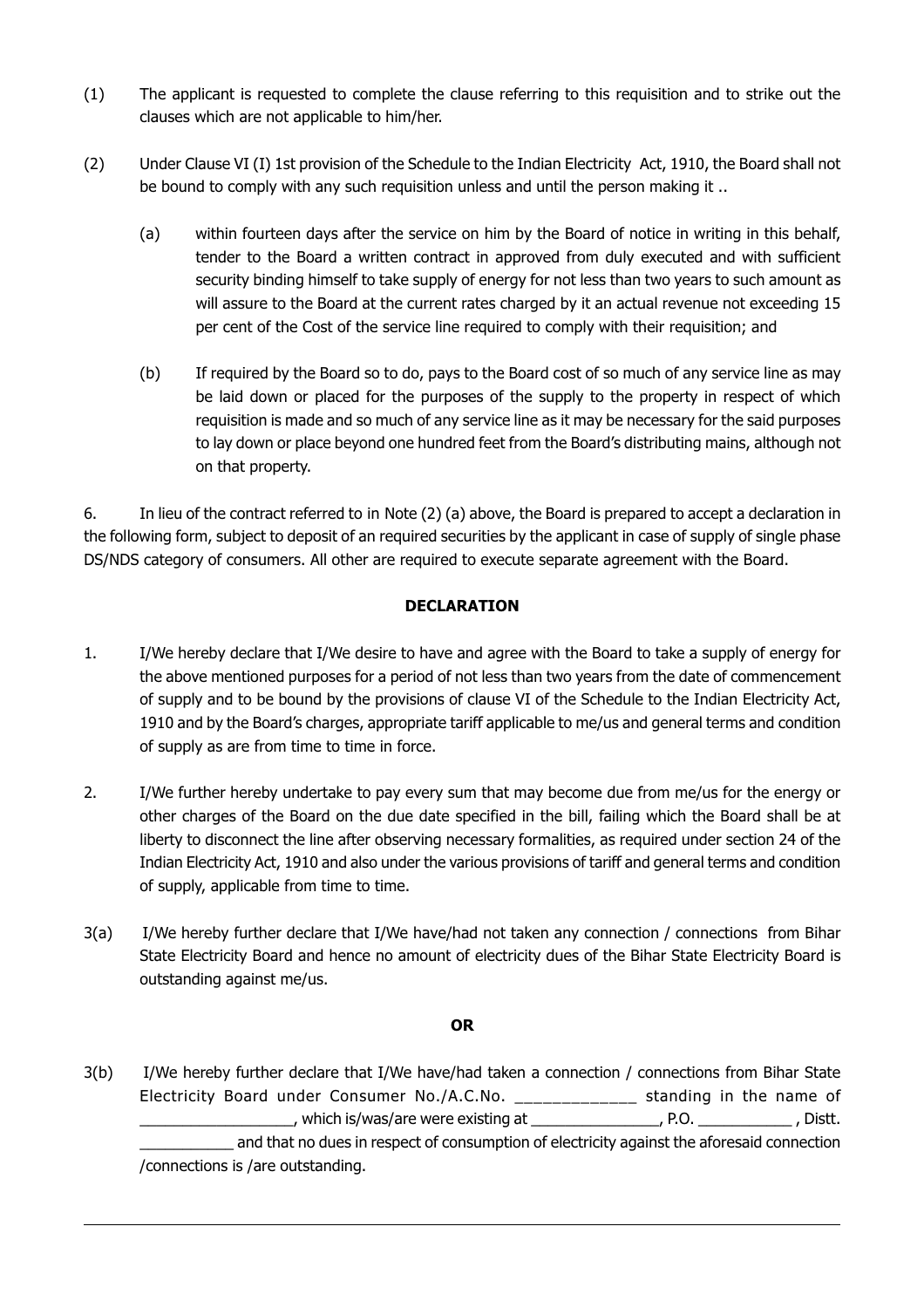(1) The applicant is requested to complete the clause referring to this requisition and to strike out the clauses which are not applicable to him/her.

(2) Under Clause VI (I) 1st provision of the Schedule to the Indian Electricity Act, 1910, the Board shall not be bound to comply with any such requisition unless and until the person making it ..

- (a) within fourteen days after the service on him by the Board of notice in writing in this behalf, tender to the Board a written contract in approved from duly executed and with sufficient security binding himself to take supply of energy for not less than two years to such amount as will assure to the Board at the current rates charged by it an actual revenue not exceeding 15 per cent of the Cost of the service line required to comply with their requisition; and

- (b) If required by the Board so to do, pays to the Board cost of so much of any service line as may be laid down or placed for the purposes of the supply to the property in respect of which requisition is made and so much of any service line as it may be necessary for the said purposes to lay down or place beyond one hundred feet from the Board's distributing mains, although not on that property.

6. In lieu of the contract referred to in Note (2) (a) above, the Board is prepared to accept a declaration in the following form, subject to deposit of an required securities by the applicant in case of supply of single phase DS/NDS category of consumers. All other are required to execute separate agreement with the Board.

**DECLARATION**

1. I/We hereby declare that I/We desire to have and agree with the Board to take a supply of energy for the above mentioned purposes for a period of not less than two years from the date of commencement of supply and to be bound by the provisions of clause VI of the Schedule to the Indian Electricity Act, 1910 and by the Board's charges, appropriate tariff applicable to me/us and general terms and condition of supply as are from time to time in force.

2. I/We further hereby undertake to pay every sum that may become due from me/us for the energy or other charges of the Board on the due date specified in the bill, failing which the Board shall be at liberty to disconnect the line after observing necessary formalities, as required under section 24 of the Indian Electricity Act, 1910 and also under the various provisions of tariff and general terms and condition of supply, applicable from time to time.

3(a) I/We hereby further declare that I/We have/had not taken any connection / connections from Bihar State Electricity Board and hence no amount of electricity dues of the Bihar State Electricity Board is outstanding against me/us.

**OR**

3(b) I/We hereby further declare that I/We have/had taken a connection / connections from Bihar State Electricity Board under Consumer No./A.C.No. _____________ standing in the name of __________________, which is/was/are were existing at _______________, P.O. ___________ , Distt. ___________ and that no dues in respect of consumption of electricity against the aforesaid connection /connections is /are outstanding.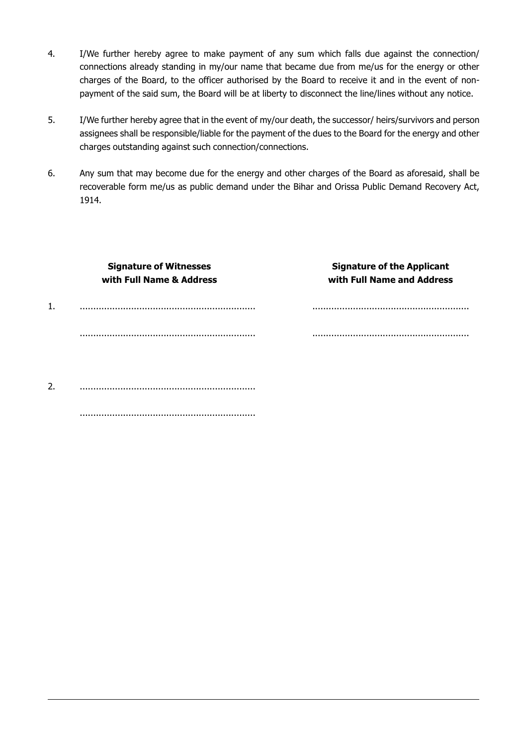4. I/We further hereby agree to make payment of any sum which falls due against the connection/ connections already standing in my/our name that became due from me/us for the energy or other charges of the Board, to the officer authorised by the Board to receive it and in the event of non-payment of the said sum, the Board will be at liberty to disconnect the line/lines without any notice.

5. I/We further hereby agree that in the event of my/our death, the successor/ heirs/survivors and person assignees shall be responsible/liable for the payment of the dues to the Board for the energy and other charges outstanding against such connection/connections.

6. Any sum that may become due for the energy and other charges of the Board as aforesaid, shall be recoverable form me/us as public demand under the Bihar and Orissa Public Demand Recovery Act, 1914.

| | **Signature of Witnesses with Full Name & Address** | **Signature of the Applicant with Full Name and Address** |
|---|---|---|
| 1. | ................................................................ | ......................................................... |
| | ................................................................ | ......................................................... |
| 2. | ................................................................ | |
| | ................................................................ | |